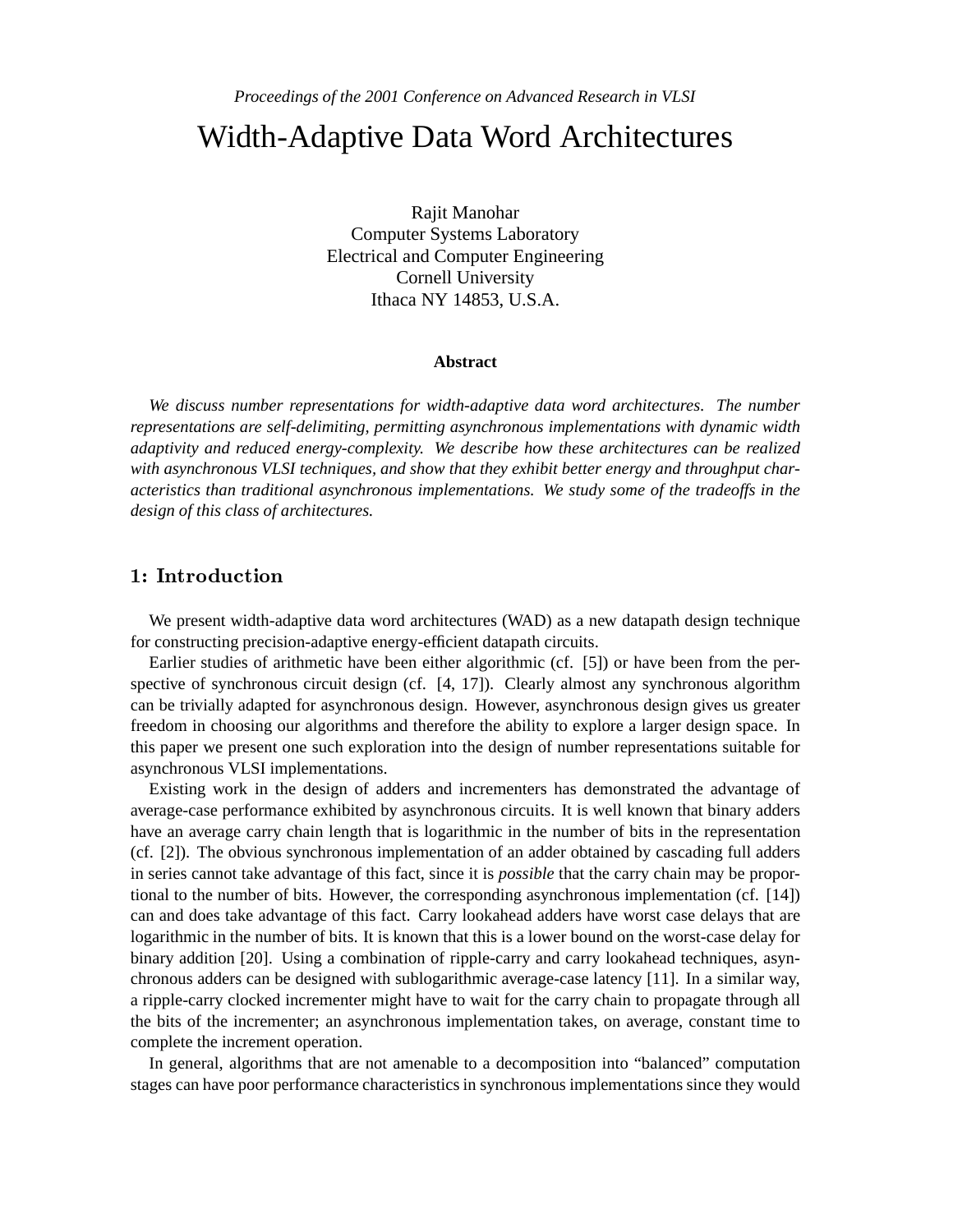*Proceedings of the 2001 Conference on Advanced Research in VLSI*

# Width-Adaptive Data Word Architectures

Rajit Manohar
Computer Systems Laboratory
Electrical and Computer Engineering
Cornell University
Ithaca NY 14853, U.S.A.

**Abstract**

*We discuss number representations for width-adaptive data word architectures. The number representations are self-delimiting, permitting asynchronous implementations with dynamic width adaptivity and reduced energy-complexity. We describe how these architectures can be realized with asynchronous VLSI techniques, and show that they exhibit better energy and throughput characteristics than traditional asynchronous implementations. We study some of the tradeoffs in the design of this class of architectures.*

## 1: Introduction

We present width-adaptive data word architectures (WAD) as a new datapath design technique for constructing precision-adaptive energy-efficient datapath circuits.

Earlier studies of arithmetic have been either algorithmic (cf. [5]) or have been from the perspective of synchronous circuit design (cf. [4, 17]). Clearly almost any synchronous algorithm can be trivially adapted for asynchronous design. However, asynchronous design gives us greater freedom in choosing our algorithms and therefore the ability to explore a larger design space. In this paper we present one such exploration into the design of number representations suitable for asynchronous VLSI implementations.

Existing work in the design of adders and incrementers has demonstrated the advantage of average-case performance exhibited by asynchronous circuits. It is well known that binary adders have an average carry chain length that is logarithmic in the number of bits in the representation (cf. [2]). The obvious synchronous implementation of an adder obtained by cascading full adders in series cannot take advantage of this fact, since it is *possible* that the carry chain may be proportional to the number of bits. However, the corresponding asynchronous implementation (cf. [14]) can and does take advantage of this fact. Carry lookahead adders have worst case delays that are logarithmic in the number of bits. It is known that this is a lower bound on the worst-case delay for binary addition [20]. Using a combination of ripple-carry and carry lookahead techniques, asynchronous adders can be designed with sublogarithmic average-case latency [11]. In a similar way, a ripple-carry clocked incrementer might have to wait for the carry chain to propagate through all the bits of the incrementer; an asynchronous implementation takes, on average, constant time to complete the increment operation.

In general, algorithms that are not amenable to a decomposition into "balanced" computation stages can have poor performance characteristics in synchronous implementations since they would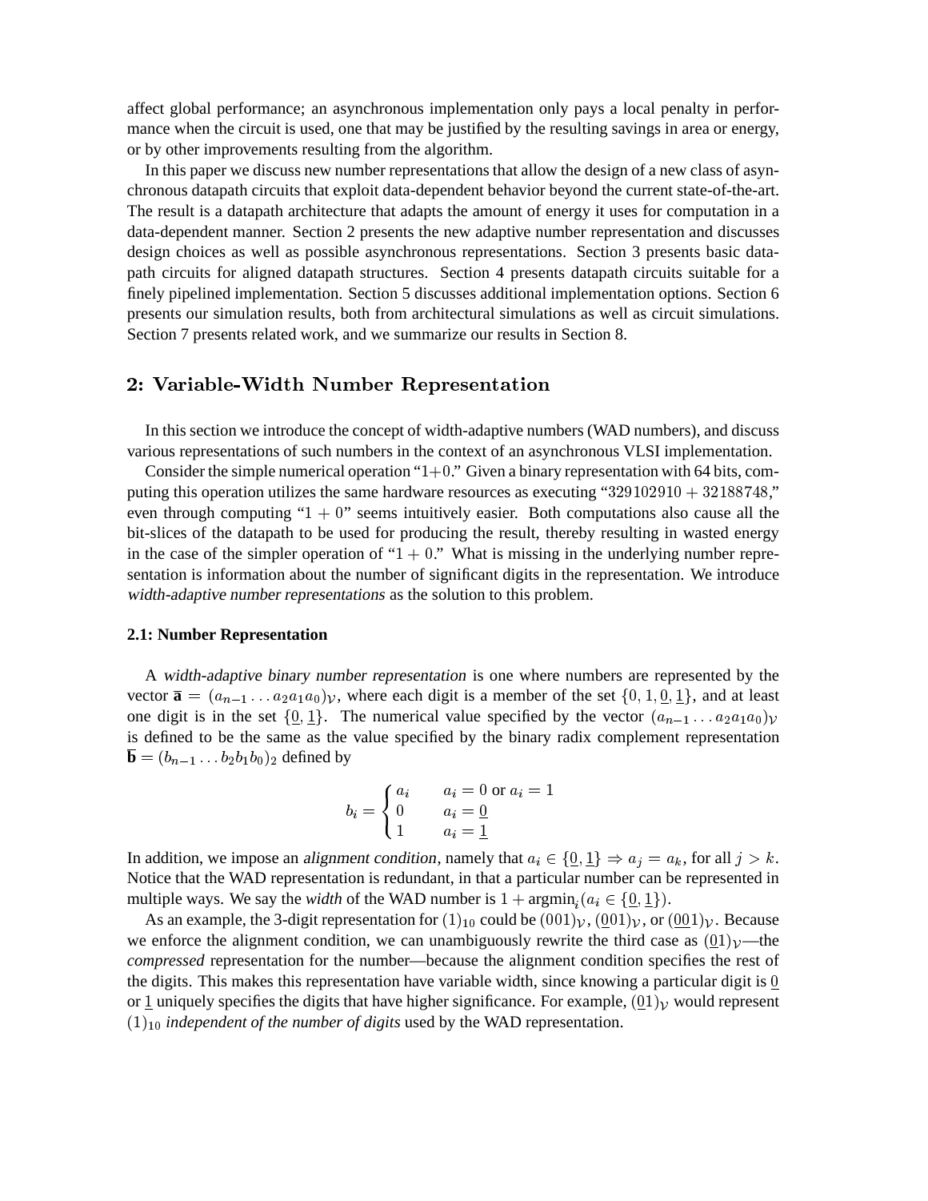affect global performance; an asynchronous implementation only pays a local penalty in performance when the circuit is used, one that may be justified by the resulting savings in area or energy, or by other improvements resulting from the algorithm.

In this paper we discuss new number representations that allow the design of a new class of asynchronous datapath circuits that exploit data-dependent behavior beyond the current state-of-the-art. The result is a datapath architecture that adapts the amount of energy it uses for computation in a data-dependent manner. Section 2 presents the new adaptive number representation and discusses design choices as well as possible asynchronous representations. Section 3 presents basic datapath circuits for aligned datapath structures. Section 4 presents datapath circuits suitable for a finely pipelined implementation. Section 5 discusses additional implementation options. Section 6 presents our simulation results, both from architectural simulations as well as circuit simulations. Section 7 presents related work, and we summarize our results in Section 8.

## 2: Variable-Width Number Representation

In this section we introduce the concept of width-adaptive numbers (WAD numbers), and discuss various representations of such numbers in the context of an asynchronous VLSI implementation.

Consider the simple numerical operation "$1+0$." Given a binary representation with 64 bits, computing this operation utilizes the same hardware resources as executing "$329102910 + 32188748$," even through computing "$1 + 0$" seems intuitively easier. Both computations also cause all the bit-slices of the datapath to be used for producing the result, thereby resulting in wasted energy in the case of the simpler operation of "$1 + 0$." What is missing in the underlying number representation is information about the number of significant digits in the representation. We introduce *width-adaptive number representations* as the solution to this problem.

### 2.1: Number Representation

A *width-adaptive binary number representation* is one where numbers are represented by the vector $\overline{\mathbf{a}} = (a_{n-1} \ldots a_2 a_1 a_0)_{\mathcal{V}}$, where each digit is a member of the set $\{0, 1, \underline{0}, \underline{1}\}$, and at least one digit is in the set $\{\underline{0}, \underline{1}\}$. The numerical value specified by the vector $(a_{n-1} \ldots a_2 a_1 a_0)_{\mathcal{V}}$ is defined to be the same as the value specified by the binary radix complement representation $\overline{\mathbf{b}} = (b_{n-1} \ldots b_2 b_1 b_0)_2$ defined by

$$b_i = \begin{cases} a_i & a_i = 0 \text{ or } a_i = 1 \\ 0 & a_i = \underline{0} \\ 1 & a_i = \underline{1} \end{cases}$$

In addition, we impose an *alignment condition*, namely that $a_i \in \{\underline{0}, \underline{1}\} \Rightarrow a_j = a_k$, for all $j > k$. Notice that the WAD representation is redundant, in that a particular number can be represented in multiple ways. We say the *width* of the WAD number is $1 + \text{argmin}_i(a_i \in \{\underline{0}, \underline{1}\})$.

As an example, the 3-digit representation for $(1)_{10}$ could be $(001)_{\mathcal{V}}$, $(\underline{0}01)_{\mathcal{V}}$, or $(\underline{0}\underline{0}1)_{\mathcal{V}}$. Because we enforce the alignment condition, we can unambiguously rewrite the third case as $(\underline{0}1)_{\mathcal{V}}$—the *compressed* representation for the number—because the alignment condition specifies the rest of the digits. This makes this representation have variable width, since knowing a particular digit is $\underline{0}$ or $\underline{1}$ uniquely specifies the digits that have higher significance. For example, $(\underline{0}1)_{\mathcal{V}}$ would represent $(1)_{10}$ *independent of the number of digits* used by the WAD representation.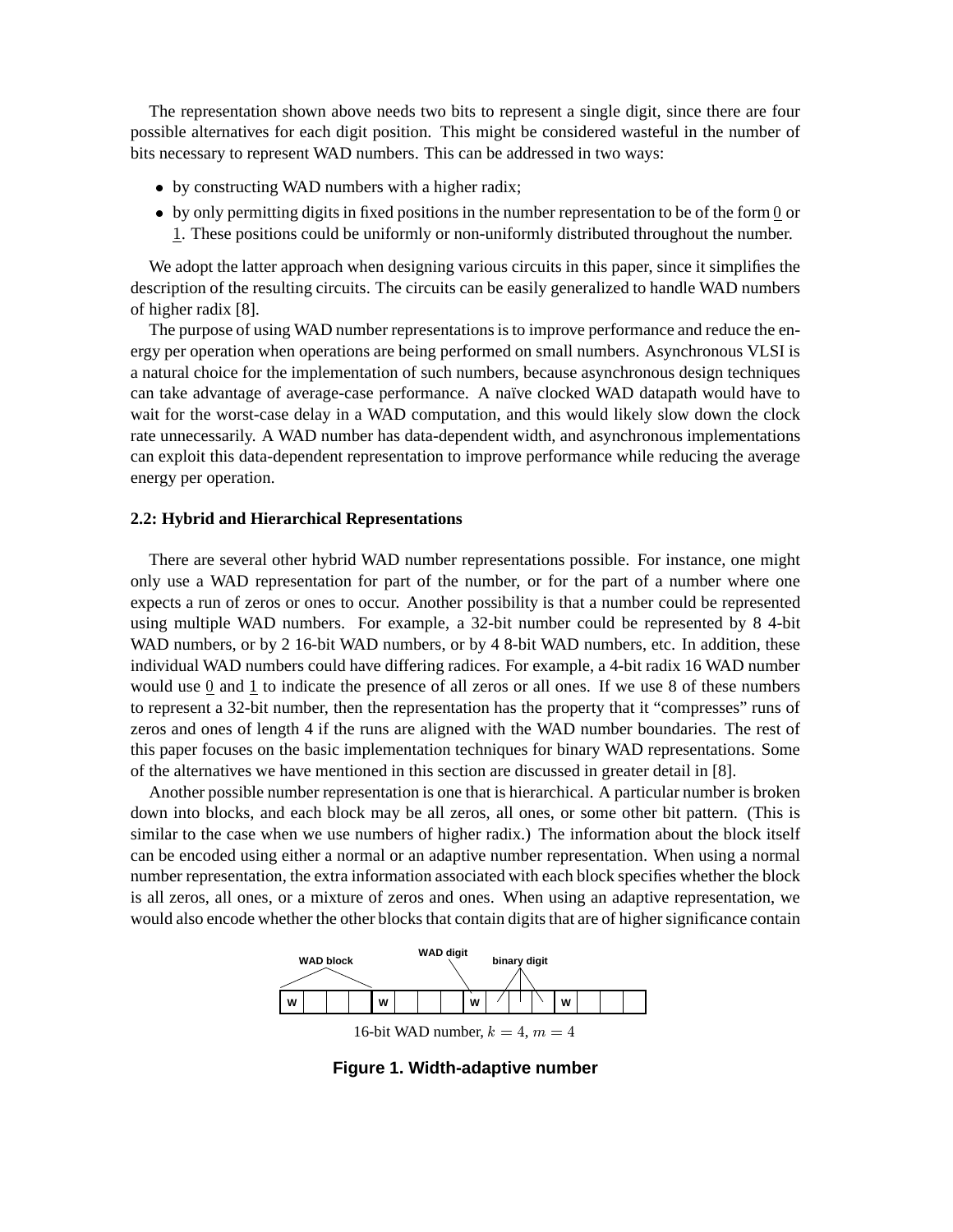The representation shown above needs two bits to represent a single digit, since there are four possible alternatives for each digit position. This might be considered wasteful in the number of bits necessary to represent WAD numbers. This can be addressed in two ways:

- by constructing WAD numbers with a higher radix;
- by only permitting digits in fixed positions in the number representation to be of the form $\underline{0}$ or $\underline{1}$. These positions could be uniformly or non-uniformly distributed throughout the number.

We adopt the latter approach when designing various circuits in this paper, since it simplifies the description of the resulting circuits. The circuits can be easily generalized to handle WAD numbers of higher radix [8].

The purpose of using WAD number representations is to improve performance and reduce the energy per operation when operations are being performed on small numbers. Asynchronous VLSI is a natural choice for the implementation of such numbers, because asynchronous design techniques can take advantage of average-case performance. A naïve clocked WAD datapath would have to wait for the worst-case delay in a WAD computation, and this would likely slow down the clock rate unnecessarily. A WAD number has data-dependent width, and asynchronous implementations can exploit this data-dependent representation to improve performance while reducing the average energy per operation.

### 2.2: Hybrid and Hierarchical Representations

There are several other hybrid WAD number representations possible. For instance, one might only use a WAD representation for part of the number, or for the part of a number where one expects a run of zeros or ones to occur. Another possibility is that a number could be represented using multiple WAD numbers. For example, a 32-bit number could be represented by 8 4-bit WAD numbers, or by 2 16-bit WAD numbers, or by 4 8-bit WAD numbers, etc. In addition, these individual WAD numbers could have differing radices. For example, a 4-bit radix 16 WAD number would use $\underline{0}$ and $\underline{1}$ to indicate the presence of all zeros or all ones. If we use 8 of these numbers to represent a 32-bit number, then the representation has the property that it "compresses" runs of zeros and ones of length 4 if the runs are aligned with the WAD number boundaries. The rest of this paper focuses on the basic implementation techniques for binary WAD representations. Some of the alternatives we have mentioned in this section are discussed in greater detail in [8].

Another possible number representation is one that is hierarchical. A particular number is broken down into blocks, and each block may be all zeros, all ones, or some other bit pattern. (This is similar to the case when we use numbers of higher radix.) The information about the block itself can be encoded using either a normal or an adaptive number representation. When using a normal number representation, the extra information associated with each block specifies whether the block is all zeros, all ones, or a mixture of zeros and ones. When using an adaptive representation, we would also encode whether the other blocks that contain digits that are of higher significance contain

WAD block — WAD digit — binary digit

| W | | | | W | | | | W | | | | W | | | |
|---|---|---|---|---|---|---|---|---|---|---|---|---|---|---|---|

16-bit WAD number, $k = 4$, $m = 4$

**Figure 1. Width-adaptive number**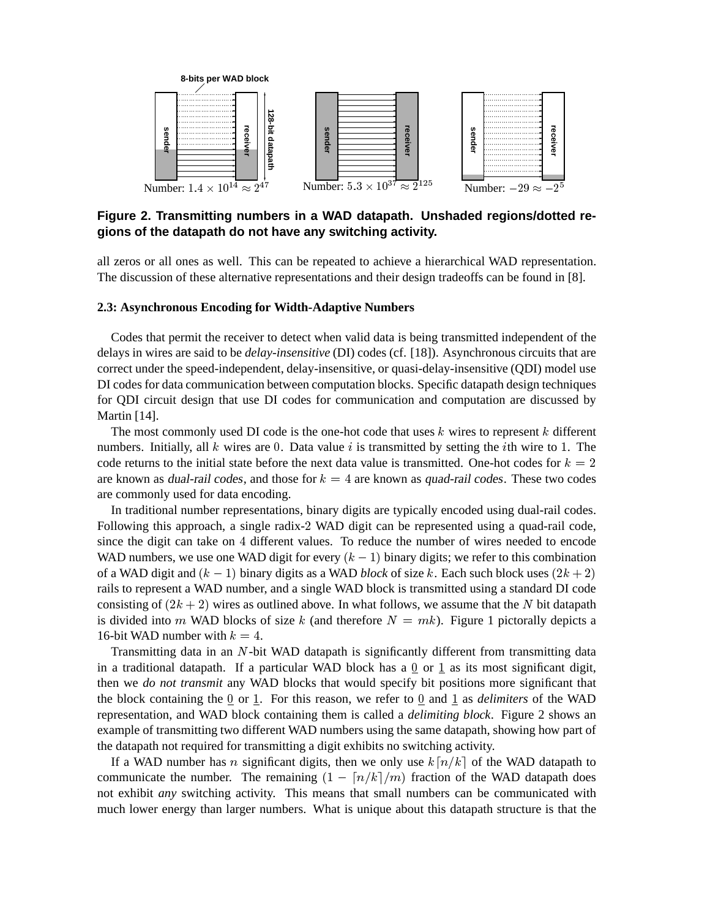8-bits per WAD block

128-bit datapath

Number: $1.4 \times 10^{14} \approx 2^{47}$ Number: $5.3 \times 10^{37} \approx 2^{125}$ Number: $-29 \approx -2^5$

**Figure 2. Transmitting numbers in a WAD datapath. Unshaded regions/dotted regions of the datapath do not have any switching activity.**

all zeros or all ones as well. This can be repeated to achieve a hierarchical WAD representation. The discussion of these alternative representations and their design tradeoffs can be found in [8].

### 2.3: Asynchronous Encoding for Width-Adaptive Numbers

Codes that permit the receiver to detect when valid data is being transmitted independent of the delays in wires are said to be *delay-insensitive* (DI) codes (cf. [18]). Asynchronous circuits that are correct under the speed-independent, delay-insensitive, or quasi-delay-insensitive (QDI) model use DI codes for data communication between computation blocks. Specific datapath design techniques for QDI circuit design that use DI codes for communication and computation are discussed by Martin [14].

The most commonly used DI code is the one-hot code that uses $k$ wires to represent $k$ different numbers. Initially, all $k$ wires are $0$. Data value $i$ is transmitted by setting the $i$th wire to 1. The code returns to the initial state before the next data value is transmitted. One-hot codes for $k = 2$ are known as *dual-rail codes*, and those for $k = 4$ are known as *quad-rail codes*. These two codes are commonly used for data encoding.

In traditional number representations, binary digits are typically encoded using dual-rail codes. Following this approach, a single radix-2 WAD digit can be represented using a quad-rail code, since the digit can take on 4 different values. To reduce the number of wires needed to encode WAD numbers, we use one WAD digit for every $(k - 1)$ binary digits; we refer to this combination of a WAD digit and $(k - 1)$ binary digits as a WAD *block* of size $k$. Each such block uses $(2k + 2)$ rails to represent a WAD number, and a single WAD block is transmitted using a standard DI code consisting of $(2k + 2)$ wires as outlined above. In what follows, we assume that the $N$ bit datapath is divided into $m$ WAD blocks of size $k$ (and therefore $N = mk$). Figure 1 pictorally depicts a 16-bit WAD number with $k = 4$.

Transmitting data in an $N$-bit WAD datapath is significantly different from transmitting data in a traditional datapath. If a particular WAD block has a $\underline{0}$ or $\underline{1}$ as its most significant digit, then we *do not transmit* any WAD blocks that would specify bit positions more significant that the block containing the $\underline{0}$ or $\underline{1}$. For this reason, we refer to $\underline{0}$ and $\underline{1}$ as *delimiters* of the WAD representation, and WAD block containing them is called a *delimiting block*. Figure 2 shows an example of transmitting two different WAD numbers using the same datapath, showing how part of the datapath not required for transmitting a digit exhibits no switching activity.

If a WAD number has $n$ significant digits, then we only use $k\lceil n/k \rceil$ of the WAD datapath to communicate the number. The remaining $(1 - \lceil n/k \rceil/m)$ fraction of the WAD datapath does not exhibit *any* switching activity. This means that small numbers can be communicated with much lower energy than larger numbers. What is unique about this datapath structure is that the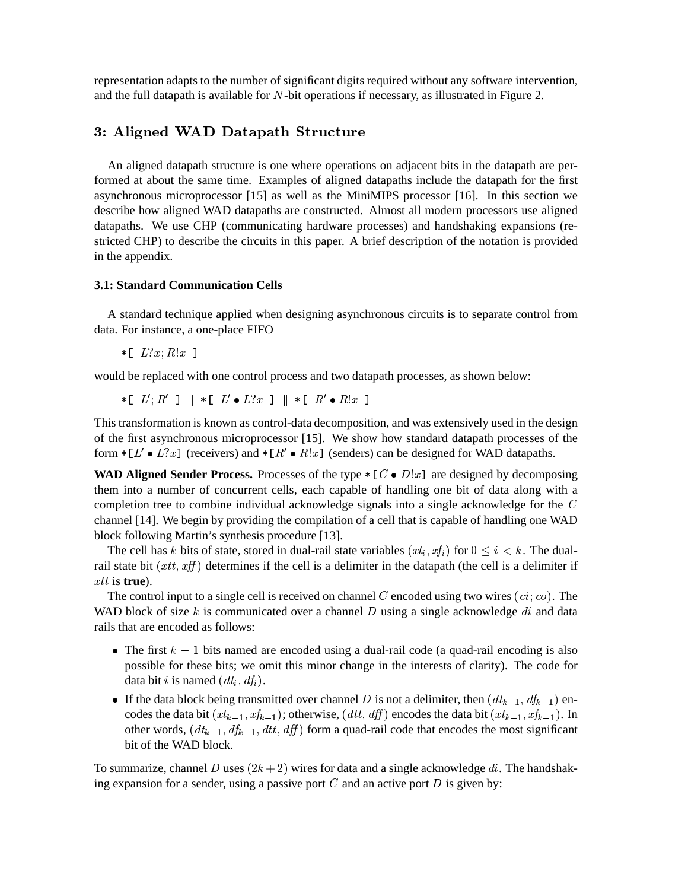representation adapts to the number of significant digits required without any software intervention, and the full datapath is available for $N$-bit operations if necessary, as illustrated in Figure 2.

## 3: Aligned WAD Datapath Structure

An aligned datapath structure is one where operations on adjacent bits in the datapath are performed at about the same time. Examples of aligned datapaths include the datapath for the first asynchronous microprocessor [15] as well as the MiniMIPS processor [16]. In this section we describe how aligned WAD datapaths are constructed. Almost all modern processors use aligned datapaths. We use CHP (communicating hardware processes) and handshaking expansions (restricted CHP) to describe the circuits in this paper. A brief description of the notation is provided in the appendix.

### 3.1: Standard Communication Cells

A standard technique applied when designing asynchronous circuits is to separate control from data. For instance, a one-place FIFO

$*[\ L?x; R!x\ ]$

would be replaced with one control process and two datapath processes, as shown below:

$*[\ L'; R'\ ] \ \| \ *[\ L' \bullet L?x\ ] \ \| \ *[\ R' \bullet R!x\ ]$

This transformation is known as control-data decomposition, and was extensively used in the design of the first asynchronous microprocessor [15]. We show how standard datapath processes of the form $*[L' \bullet L?x]$ (receivers) and $*[R' \bullet R!x]$ (senders) can be designed for WAD datapaths.

**WAD Aligned Sender Process.** Processes of the type $*[C \bullet D!x]$ are designed by decomposing them into a number of concurrent cells, each capable of handling one bit of data along with a completion tree to combine individual acknowledge signals into a single acknowledge for the $C$ channel [14]. We begin by providing the compilation of a cell that is capable of handling one WAD block following Martin's synthesis procedure [13].

The cell has $k$ bits of state, stored in dual-rail state variables $(xt_i, xf_i)$ for $0 \leq i < k$. The dual-rail state bit $(xtt, xff)$ determines if the cell is a delimiter in the datapath (the cell is a delimiter if $xtt$ is **true**).

The control input to a single cell is received on channel $C$ encoded using two wires $(ci; co)$. The WAD block of size $k$ is communicated over a channel $D$ using a single acknowledge $di$ and data rails that are encoded as follows:

- The first $k-1$ bits named are encoded using a dual-rail code (a quad-rail encoding is also possible for these bits; we omit this minor change in the interests of clarity). The code for data bit $i$ is named $(dt_i, df_i)$.
- If the data block being transmitted over channel $D$ is not a delimiter, then $(dt_{k-1}, df_{k-1})$ encodes the data bit $(xt_{k-1}, xf_{k-1})$; otherwise, $(dtt, dff)$ encodes the data bit $(xt_{k-1}, xf_{k-1})$. In other words, $(dt_{k-1}, df_{k-1}, dtt, dff)$ form a quad-rail code that encodes the most significant bit of the WAD block.

To summarize, channel $D$ uses $(2k+2)$ wires for data and a single acknowledge $di$. The handshaking expansion for a sender, using a passive port $C$ and an active port $D$ is given by: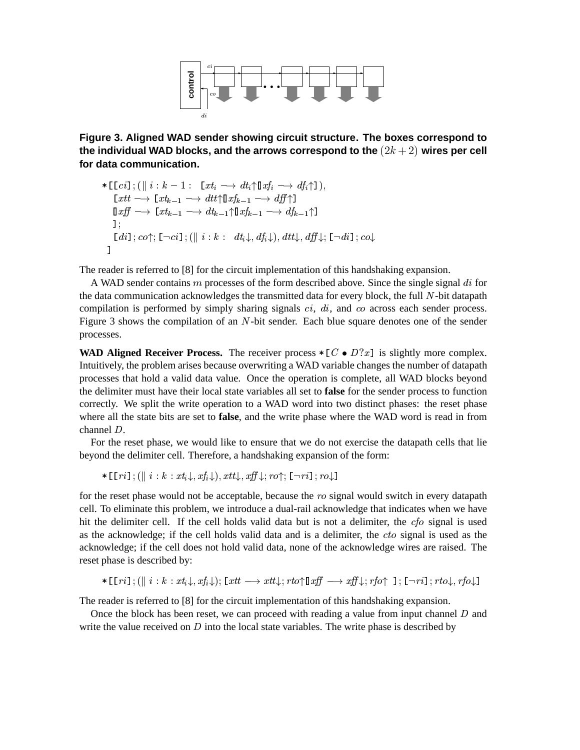Figure 3. Aligned WAD sender showing circuit structure. The boxes correspond to the individual WAD blocks, and the arrows correspond to the $(2k+2)$ wires per cell for data communication.

$$
\begin{array}{l}
*[\,[ci]\,;\,(\|\ i : k-1 :\ \ [xt_i \longrightarrow dt_i\uparrow [] xf_i \longrightarrow df_i\uparrow]\,),\\
\quad [xtt \longrightarrow [xt_{k-1} \longrightarrow dtt\uparrow [] xf_{k-1} \longrightarrow dff\uparrow]\\
\quad [] xff \longrightarrow [xt_{k-1} \longrightarrow dt_{k-1}\uparrow [] xf_{k-1} \longrightarrow df_{k-1}\uparrow]\\
\quad ]\,;\\
\quad [di]\,;\,co\uparrow;\,[\neg ci]\,;\,(\|\ i : k :\ \ dt_i\downarrow, df_i\downarrow), dtt\downarrow, dff\downarrow;\,[\neg di]\,;\,co\downarrow\\
\ \ ]
\end{array}
$$

The reader is referred to [8] for the circuit implementation of this handshaking expansion.

A WAD sender contains $m$ processes of the form described above. Since the single signal $di$ for the data communication acknowledges the transmitted data for every block, the full $N$-bit datapath compilation is performed by simply sharing signals $ci$, $di$, and $co$ across each sender process. Figure 3 shows the compilation of an $N$-bit sender. Each blue square denotes one of the sender processes.

**WAD Aligned Receiver Process.** The receiver process $*[C \bullet D?x]$ is slightly more complex. Intuitively, the problem arises because overwriting a WAD variable changes the number of datapath processes that hold a valid data value. Once the operation is complete, all WAD blocks beyond the delimiter must have their local state variables all set to **false** for the sender process to function correctly. We split the write operation to a WAD word into two distinct phases: the reset phase where all the state bits are set to **false**, and the write phase where the WAD word is read in from channel $D$.

For the reset phase, we would like to ensure that we do not exercise the datapath cells that lie beyond the delimiter cell. Therefore, a handshaking expansion of the form:

$$*[\,[ri]\,;\,(\|\ i : k : xt_i\downarrow, xf_i\downarrow), xtt\downarrow, xff\downarrow;\,ro\uparrow;\,[\neg ri]\,;\,ro\downarrow]$$

for the reset phase would not be acceptable, because the $ro$ signal would switch in every datapath cell. To eliminate this problem, we introduce a dual-rail acknowledge that indicates when we have hit the delimiter cell. If the cell holds valid data but is not a delimiter, the $cfo$ signal is used as the acknowledge; if the cell holds valid data and is a delimiter, the $cto$ signal is used as the acknowledge; if the cell does not hold valid data, none of the acknowledge wires are raised. The reset phase is described by:

$$*[\,[ri]\,;\,(\|\ i : k : xt_i\downarrow, xf_i\downarrow);\,[xtt \longrightarrow xtt\downarrow;\,rto\uparrow [] xff \longrightarrow xff\downarrow;\,rfo\uparrow\ ]\,;\,[\neg ri]\,;\,rto\downarrow, rfo\downarrow]$$

The reader is referred to [8] for the circuit implementation of this handshaking expansion.

Once the block has been reset, we can proceed with reading a value from input channel $D$ and write the value received on $D$ into the local state variables. The write phase is described by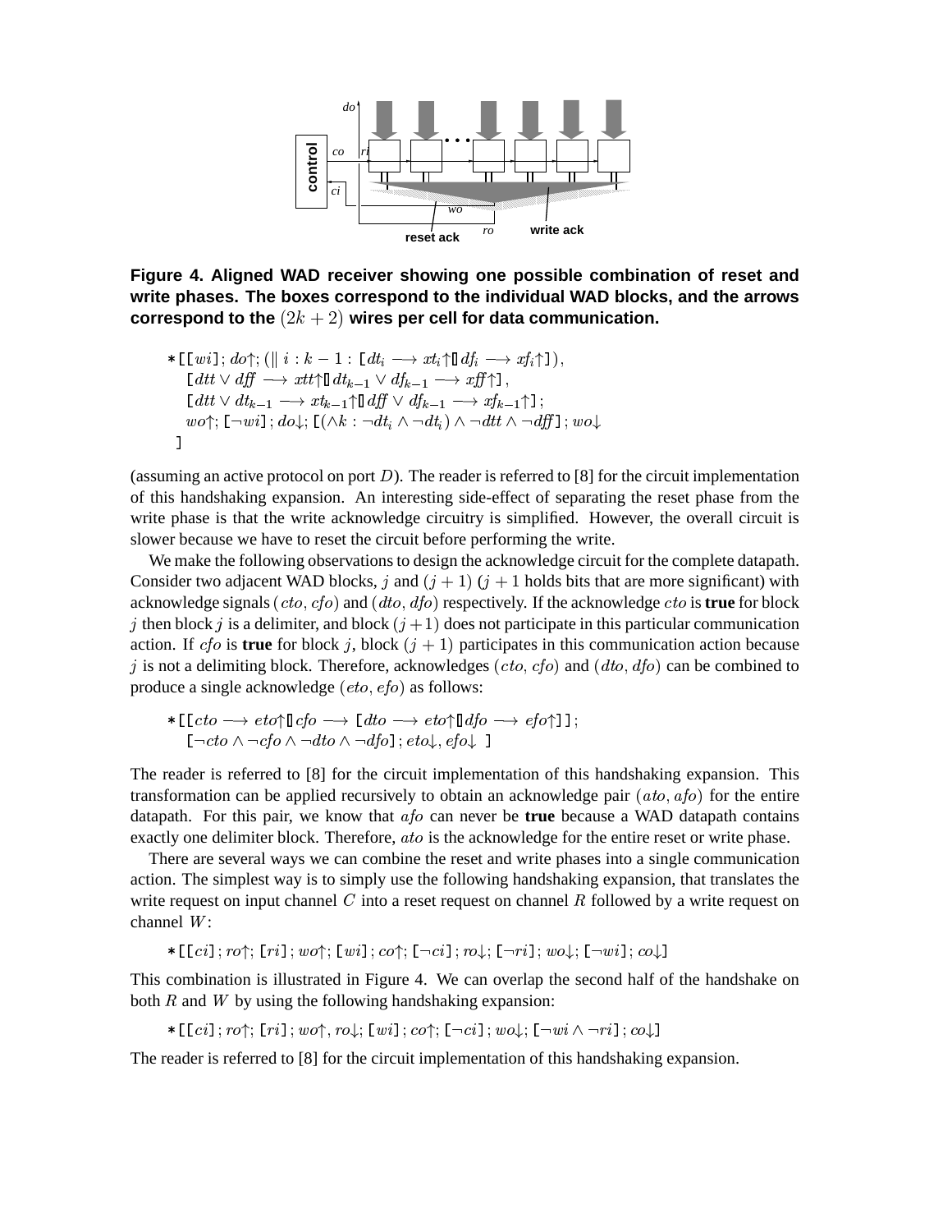Figure 4. Aligned WAD receiver showing one possible combination of reset and write phases. The boxes correspond to the individual WAD blocks, and the arrows correspond to the $(2k+2)$ wires per cell for data communication.

$$
\begin{array}{l}
*[[wi]; do\uparrow; (\|\ i : k-1 : [dt_i \longrightarrow xt_i\uparrow \,[\!]\, df_i \longrightarrow xf_i\uparrow]), \\
\quad [dtt \vee dff \longrightarrow xtt\uparrow \,[\!]\, dt_{k-1} \vee df_{k-1} \longrightarrow xff\uparrow], \\
\quad [dtt \vee dt_{k-1} \longrightarrow xt_{k-1}\uparrow \,[\!]\, dff \vee df_{k-1} \longrightarrow xf_{k-1}\uparrow]; \\
\quad wo\uparrow; [\neg wi]; do\downarrow; [(\wedge k : \neg dt_i \wedge \neg dt_i) \wedge \neg dtt \wedge \neg dff]; wo\downarrow \\
]
\end{array}
$$

(assuming an active protocol on port $D$). The reader is referred to [8] for the circuit implementation of this handshaking expansion. An interesting side-effect of separating the reset phase from the write phase is that the write acknowledge circuitry is simplified. However, the overall circuit is slower because we have to reset the circuit before performing the write.

We make the following observations to design the acknowledge circuit for the complete datapath. Consider two adjacent WAD blocks, $j$ and $(j+1)$ ($j+1$ holds bits that are more significant) with acknowledge signals ($cto$, $cfo$) and ($dto$, $dfo$) respectively. If the acknowledge $cto$ is **true** for block $j$ then block $j$ is a delimiter, and block $(j+1)$ does not participate in this particular communication action. If $cfo$ is **true** for block $j$, block $(j+1)$ participates in this communication action because $j$ is not a delimiting block. Therefore, acknowledges ($cto$, $cfo$) and ($dto$, $dfo$) can be combined to produce a single acknowledge ($eto$, $efo$) as follows:

$$
\begin{array}{l}
*[[cto \longrightarrow eto\uparrow \,[\!]\, cfo \longrightarrow [dto \longrightarrow eto\uparrow \,[\!]\, dfo \longrightarrow efo\uparrow]]; \\
\quad [\neg cto \wedge \neg cfo \wedge \neg dto \wedge \neg dfo]; eto\downarrow, efo\downarrow\ ]
\end{array}
$$

The reader is referred to [8] for the circuit implementation of this handshaking expansion. This transformation can be applied recursively to obtain an acknowledge pair ($ato$, $afo$) for the entire datapath. For this pair, we know that $afo$ can never be **true** because a WAD datapath contains exactly one delimiter block. Therefore, $ato$ is the acknowledge for the entire reset or write phase.

There are several ways we can combine the reset and write phases into a single communication action. The simplest way is to simply use the following handshaking expansion, that translates the write request on input channel $C$ into a reset request on channel $R$ followed by a write request on channel $W$:

$$
*[[ci]; ro\uparrow; [ri]; wo\uparrow; [wi]; co\uparrow; [\neg ci]; ro\downarrow; [\neg ri]; wo\downarrow; [\neg wi]; co\downarrow]
$$

This combination is illustrated in Figure 4. We can overlap the second half of the handshake on both $R$ and $W$ by using the following handshaking expansion:

$$
*[[ci]; ro\uparrow; [ri]; wo\uparrow, ro\downarrow; [wi]; co\uparrow; [\neg ci]; wo\downarrow; [\neg wi \wedge \neg ri]; co\downarrow]
$$

The reader is referred to [8] for the circuit implementation of this handshaking expansion.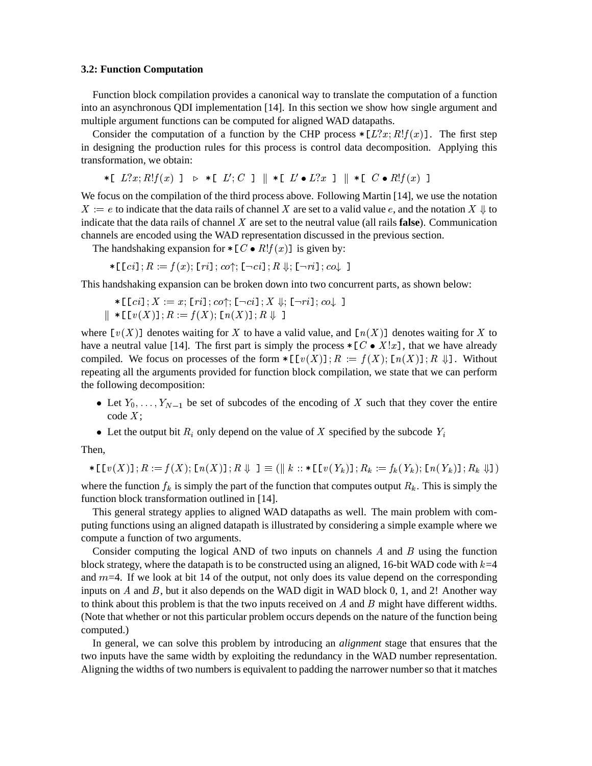### 3.2: Function Computation

Function block compilation provides a canonical way to translate the computation of a function into an asynchronous QDI implementation [14]. In this section we show how single argument and multiple argument functions can be computed for aligned WAD datapaths.

Consider the computation of a function by the CHP process $*[L?x; R!f(x)]$. The first step in designing the production rules for this process is control data decomposition. Applying this transformation, we obtain:

$$*[\ L?x; R!f(x)\ ] \ \triangleright \ *[\ L'; C\ ] \ \| \ *[\ L' \bullet L?x\ ] \ \| \ *[\ C \bullet R!f(x)\ ]$$

We focus on the compilation of the third process above. Following Martin [14], we use the notation $X := e$ to indicate that the data rails of channel $X$ are set to a valid value $e$, and the notation $X \Downarrow$ to indicate that the data rails of channel $X$ are set to the neutral value (all rails **false**). Communication channels are encoded using the WAD representation discussed in the previous section.

The handshaking expansion for $*[C \bullet R!f(x)]$ is given by:

$$*[[ci]; R := f(x); [ri]; co\uparrow; [\neg ci]; R \Downarrow; [\neg ri]; co\downarrow\ ]$$

This handshaking expansion can be broken down into two concurrent parts, as shown below:

$$\begin{aligned} & *[[ci]; X := x; [ri]; co\uparrow; [\neg ci]; X \Downarrow; [\neg ri]; co\downarrow\ ] \\ \| \ & *[[v(X)]; R := f(X); [n(X)]; R \Downarrow\ ] \end{aligned}$$

where $[v(X)]$ denotes waiting for $X$ to have a valid value, and $[n(X)]$ denotes waiting for $X$ to have a neutral value [14]. The first part is simply the process $*[C \bullet X!x]$, that we have already compiled. We focus on processes of the form $*[[v(X)]; R := f(X); [n(X)]; R \Downarrow]$. Without repeating all the arguments provided for function block compilation, we state that we can perform the following decomposition:

- Let $Y_0, \ldots, Y_{N-1}$ be set of subcodes of the encoding of $X$ such that they cover the entire code $X$;
- Let the output bit $R_i$ only depend on the value of $X$ specified by the subcode $Y_i$

Then,

$$*[[v(X)]; R := f(X); [n(X)]; R \Downarrow\ ] \equiv (\| \ k :: *[[v(Y_k)]; R_k := f_k(Y_k); [n(Y_k)]; R_k \Downarrow])$$

where the function $f_k$ is simply the part of the function that computes output $R_k$. This is simply the function block transformation outlined in [14].

This general strategy applies to aligned WAD datapaths as well. The main problem with computing functions using an aligned datapath is illustrated by considering a simple example where we compute a function of two arguments.

Consider computing the logical AND of two inputs on channels $A$ and $B$ using the function block strategy, where the datapath is to be constructed using an aligned, 16-bit WAD code with $k$=4 and $m$=4. If we look at bit 14 of the output, not only does its value depend on the corresponding inputs on $A$ and $B$, but it also depends on the WAD digit in WAD block 0, 1, and 2! Another way to think about this problem is that the two inputs received on $A$ and $B$ might have different widths. (Note that whether or not this particular problem occurs depends on the nature of the function being computed.)

In general, we can solve this problem by introducing an *alignment* stage that ensures that the two inputs have the same width by exploiting the redundancy in the WAD number representation. Aligning the widths of two numbers is equivalent to padding the narrower number so that it matches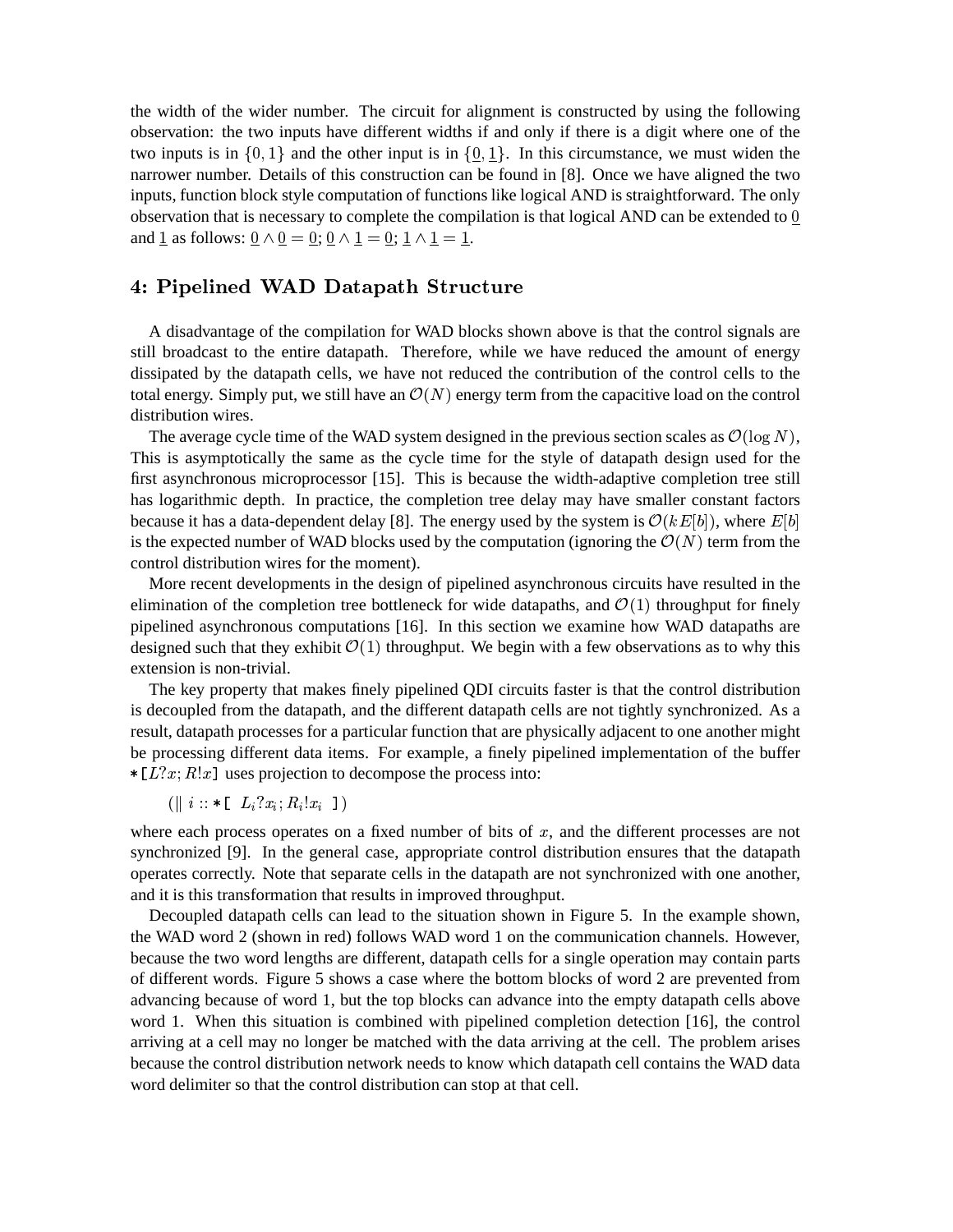the width of the wider number. The circuit for alignment is constructed by using the following observation: the two inputs have different widths if and only if there is a digit where one of the two inputs is in $\{0, 1\}$ and the other input is in $\{\underline{0}, \underline{1}\}$. In this circumstance, we must widen the narrower number. Details of this construction can be found in [8]. Once we have aligned the two inputs, function block style computation of functions like logical AND is straightforward. The only observation that is necessary to complete the compilation is that logical AND can be extended to $\underline{0}$ and $\underline{1}$ as follows: $\underline{0} \wedge \underline{0} = \underline{0}$; $\underline{0} \wedge \underline{1} = \underline{0}$; $\underline{1} \wedge \underline{1} = \underline{1}$.

## 4: Pipelined WAD Datapath Structure

A disadvantage of the compilation for WAD blocks shown above is that the control signals are still broadcast to the entire datapath. Therefore, while we have reduced the amount of energy dissipated by the datapath cells, we have not reduced the contribution of the control cells to the total energy. Simply put, we still have an $\mathcal{O}(N)$ energy term from the capacitive load on the control distribution wires.

The average cycle time of the WAD system designed in the previous section scales as $\mathcal{O}(\log N)$, This is asymptotically the same as the cycle time for the style of datapath design used for the first asynchronous microprocessor [15]. This is because the width-adaptive completion tree still has logarithmic depth. In practice, the completion tree delay may have smaller constant factors because it has a data-dependent delay [8]. The energy used by the system is $\mathcal{O}(kE[b])$, where $E[b]$ is the expected number of WAD blocks used by the computation (ignoring the $\mathcal{O}(N)$ term from the control distribution wires for the moment).

More recent developments in the design of pipelined asynchronous circuits have resulted in the elimination of the completion tree bottleneck for wide datapaths, and $\mathcal{O}(1)$ throughput for finely pipelined asynchronous computations [16]. In this section we examine how WAD datapaths are designed such that they exhibit $\mathcal{O}(1)$ throughput. We begin with a few observations as to why this extension is non-trivial.

The key property that makes finely pipelined QDI circuits faster is that the control distribution is decoupled from the datapath, and the different datapath cells are not tightly synchronized. As a result, datapath processes for a particular function that are physically adjacent to one another might be processing different data items. For example, a finely pipelined implementation of the buffer $*[L?x; R!x]$ uses projection to decompose the process into:

$(\| \; i :: *[\;\; L_i?x_i; R_i!x_i \;\; ])$

where each process operates on a fixed number of bits of $x$, and the different processes are not synchronized [9]. In the general case, appropriate control distribution ensures that the datapath operates correctly. Note that separate cells in the datapath are not synchronized with one another, and it is this transformation that results in improved throughput.

Decoupled datapath cells can lead to the situation shown in Figure 5. In the example shown, the WAD word 2 (shown in red) follows WAD word 1 on the communication channels. However, because the two word lengths are different, datapath cells for a single operation may contain parts of different words. Figure 5 shows a case where the bottom blocks of word 2 are prevented from advancing because of word 1, but the top blocks can advance into the empty datapath cells above word 1. When this situation is combined with pipelined completion detection [16], the control arriving at a cell may no longer be matched with the data arriving at the cell. The problem arises because the control distribution network needs to know which datapath cell contains the WAD data word delimiter so that the control distribution can stop at that cell.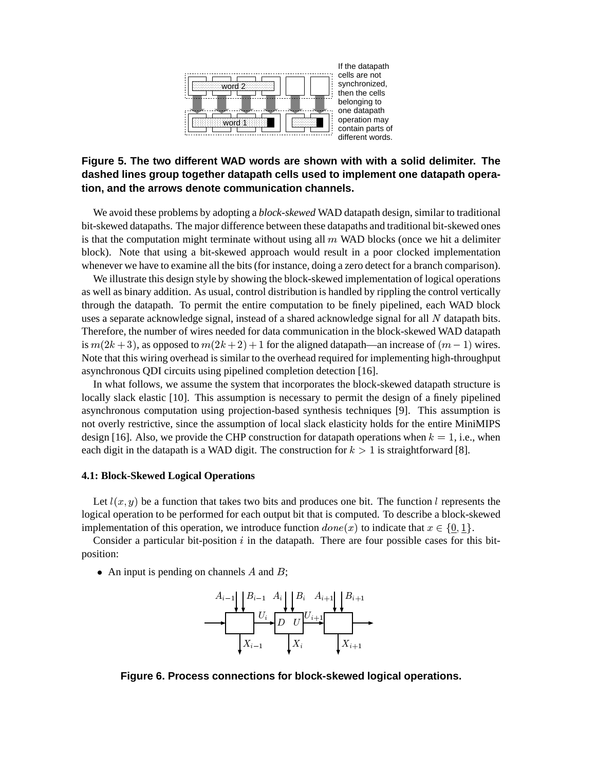If the datapath cells are not synchronized, then the cells belonging to one datapath operation may contain parts of different words.

**Figure 5. The two different WAD words are shown with with a solid delimiter. The dashed lines group together datapath cells used to implement one datapath operation, and the arrows denote communication channels.**

We avoid these problems by adopting a *block-skewed* WAD datapath design, similar to traditional bit-skewed datapaths. The major difference between these datapaths and traditional bit-skewed ones is that the computation might terminate without using all $m$ WAD blocks (once we hit a delimiter block). Note that using a bit-skewed approach would result in a poor clocked implementation whenever we have to examine all the bits (for instance, doing a zero detect for a branch comparison).

We illustrate this design style by showing the block-skewed implementation of logical operations as well as binary addition. As usual, control distribution is handled by rippling the control vertically through the datapath. To permit the entire computation to be finely pipelined, each WAD block uses a separate acknowledge signal, instead of a shared acknowledge signal for all $N$ datapath bits. Therefore, the number of wires needed for data communication in the block-skewed WAD datapath is $m(2k+3)$, as opposed to $m(2k+2)+1$ for the aligned datapath—an increase of $(m-1)$ wires. Note that this wiring overhead is similar to the overhead required for implementing high-throughput asynchronous QDI circuits using pipelined completion detection [16].

In what follows, we assume the system that incorporates the block-skewed datapath structure is locally slack elastic [10]. This assumption is necessary to permit the design of a finely pipelined asynchronous computation using projection-based synthesis techniques [9]. This assumption is not overly restrictive, since the assumption of local slack elasticity holds for the entire MiniMIPS design [16]. Also, we provide the CHP construction for datapath operations when $k = 1$, i.e., when each digit in the datapath is a WAD digit. The construction for $k > 1$ is straightforward [8].

### 4.1: Block-Skewed Logical Operations

Let $l(x, y)$ be a function that takes two bits and produces one bit. The function $l$ represents the logical operation to be performed for each output bit that is computed. To describe a block-skewed implementation of this operation, we introduce function $done(x)$ to indicate that $x \in \{\underline{0}, \underline{1}\}$.

Consider a particular bit-position $i$ in the datapath. There are four possible cases for this bit-position:

- An input is pending on channels $A$ and $B$;

**Figure 6. Process connections for block-skewed logical operations.**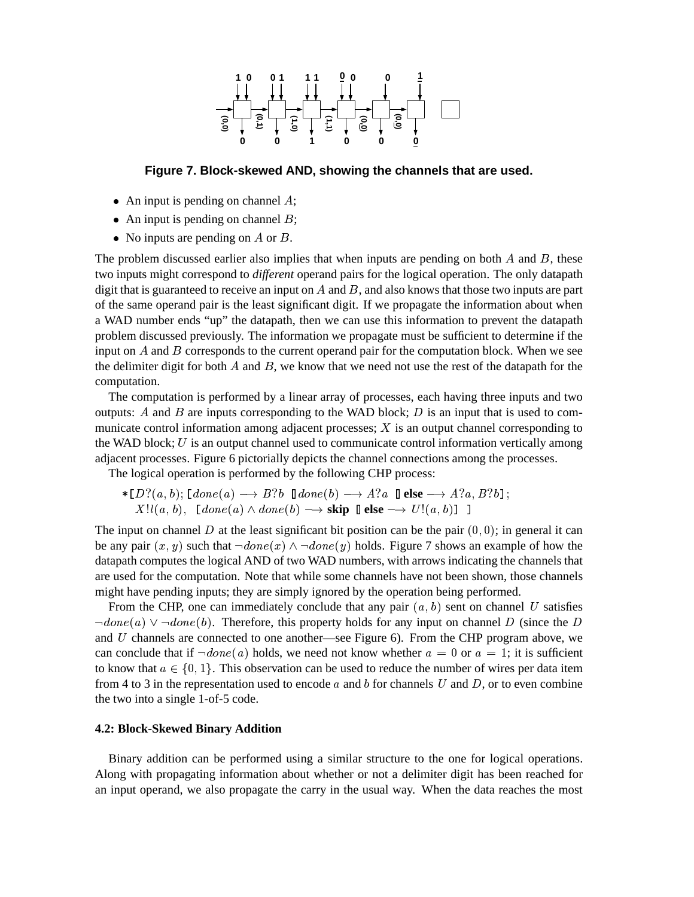Figure 7. Block-skewed AND, showing the channels that are used.

- An input is pending on channel $A$;
- An input is pending on channel $B$;
- No inputs are pending on $A$ or $B$.

The problem discussed earlier also implies that when inputs are pending on both $A$ and $B$, these two inputs might correspond to *different* operand pairs for the logical operation. The only datapath digit that is guaranteed to receive an input on $A$ and $B$, and also knows that those two inputs are part of the same operand pair is the least significant digit. If we propagate the information about when a WAD number ends "up" the datapath, then we can use this information to prevent the datapath problem discussed previously. The information we propagate must be sufficient to determine if the input on $A$ and $B$ corresponds to the current operand pair for the computation block. When we see the delimiter digit for both $A$ and $B$, we know that we need not use the rest of the datapath for the computation.

The computation is performed by a linear array of processes, each having three inputs and two outputs: $A$ and $B$ are inputs corresponding to the WAD block; $D$ is an input that is used to communicate control information among adjacent processes; $X$ is an output channel corresponding to the WAD block; $U$ is an output channel used to communicate control information vertically among adjacent processes. Figure 6 pictorially depicts the channel connections among the processes.

The logical operation is performed by the following CHP process:

$$*[D?(a,b);\, [done(a) \longrightarrow B?b \;[\!]\; done(b) \longrightarrow A?a \;[\!]\; \textbf{else} \longrightarrow A?a, B?b];$$
$$X!l(a,b),\;\; [done(a) \wedge done(b) \longrightarrow \textbf{skip} \;[\!]\; \textbf{else} \longrightarrow U!(a,b)]\;\;]$$

The input on channel $D$ at the least significant bit position can be the pair $(0,0)$; in general it can be any pair $(x,y)$ such that $\neg done(x) \wedge \neg done(y)$ holds. Figure 7 shows an example of how the datapath computes the logical AND of two WAD numbers, with arrows indicating the channels that are used for the computation. Note that while some channels have not been shown, those channels might have pending inputs; they are simply ignored by the operation being performed.

From the CHP, one can immediately conclude that any pair $(a,b)$ sent on channel $U$ satisfies $\neg done(a) \vee \neg done(b)$. Therefore, this property holds for any input on channel $D$ (since the $D$ and $U$ channels are connected to one another—see Figure 6). From the CHP program above, we can conclude that if $\neg done(a)$ holds, we need not know whether $a = 0$ or $a = 1$; it is sufficient to know that $a \in \{0,1\}$. This observation can be used to reduce the number of wires per data item from 4 to 3 in the representation used to encode $a$ and $b$ for channels $U$ and $D$, or to even combine the two into a single 1-of-5 code.

### 4.2: Block-Skewed Binary Addition

Binary addition can be performed using a similar structure to the one for logical operations. Along with propagating information about whether or not a delimiter digit has been reached for an input operand, we also propagate the carry in the usual way. When the data reaches the most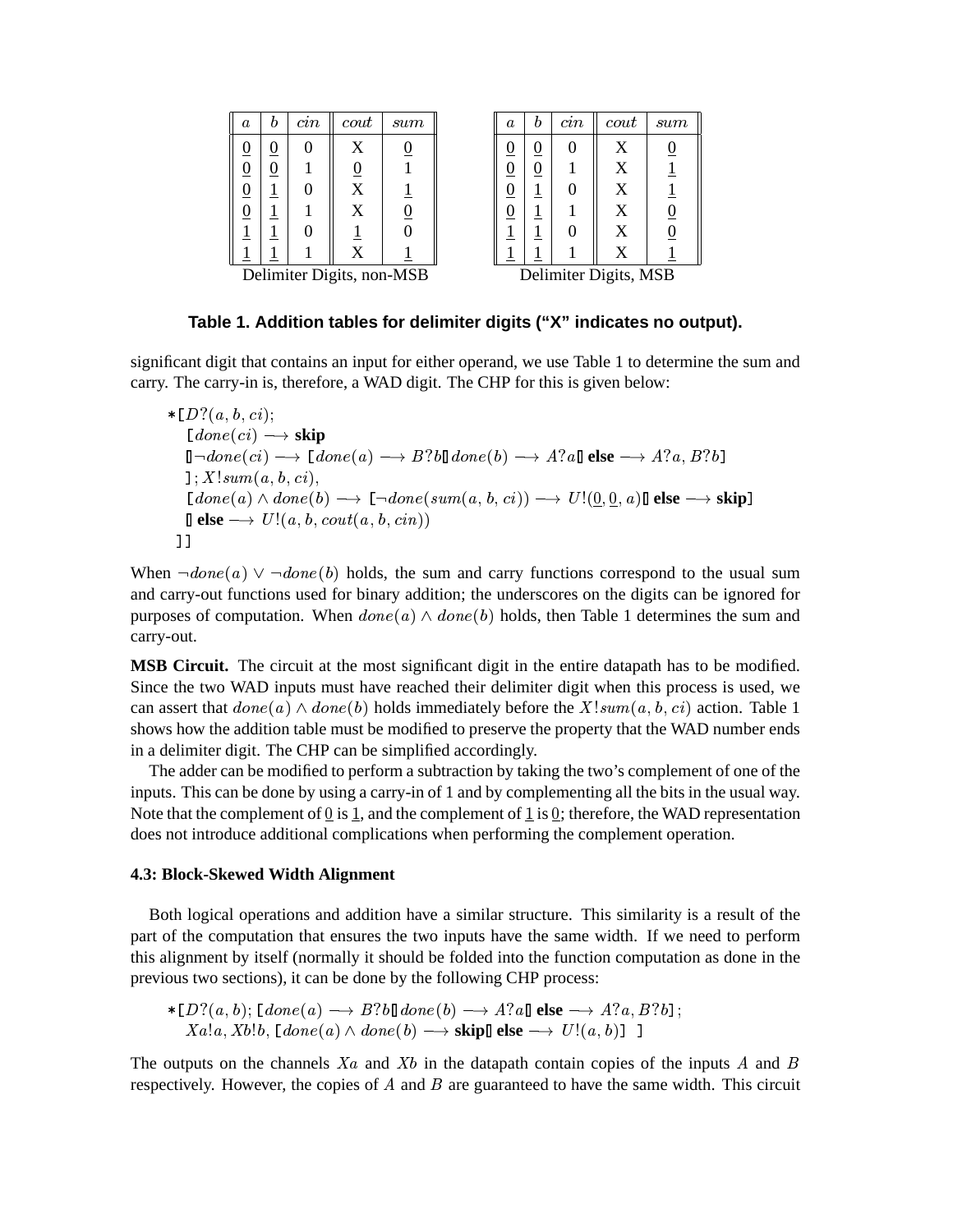| $a$ | $b$ | $cin$ | $cout$ | $sum$ |
|---|---|---|---|---|
| $\underline{0}$ | $\underline{0}$ | 0 | X | $\underline{0}$ |
| $\underline{0}$ | $\underline{0}$ | 1 | $\underline{0}$ | 1 |
| $\underline{0}$ | $\underline{1}$ | 0 | X | $\underline{1}$ |
| $\underline{0}$ | $\underline{1}$ | 1 | X | $\underline{0}$ |
| $\underline{1}$ | $\underline{1}$ | 0 | $\underline{1}$ | 0 |
| $\underline{1}$ | $\underline{1}$ | 1 | X | $\underline{1}$ |

Delimiter Digits, non-MSB

| $a$ | $b$ | $cin$ | $cout$ | $sum$ |
|---|---|---|---|---|
| $\underline{0}$ | $\underline{0}$ | 0 | X | $\underline{0}$ |
| $\underline{0}$ | $\underline{0}$ | 1 | X | $\underline{1}$ |
| $\underline{0}$ | $\underline{1}$ | 0 | X | $\underline{1}$ |
| $\underline{0}$ | $\underline{1}$ | 1 | X | $\underline{0}$ |
| $\underline{1}$ | $\underline{1}$ | 0 | X | $\underline{0}$ |
| $\underline{1}$ | $\underline{1}$ | 1 | X | $\underline{1}$ |

Delimiter Digits, MSB

**Table 1. Addition tables for delimiter digits ("X" indicates no output).**

significant digit that contains an input for either operand, we use Table 1 to determine the sum and carry. The carry-in is, therefore, a WAD digit. The CHP for this is given below:

$$
\begin{array}{l}
*[D?(a,b,ci);\\
\quad [done(ci) \longrightarrow \textbf{skip}\\
\quad [\!]\ \neg done(ci) \longrightarrow [done(a) \longrightarrow B?b\ [\!]\ done(b) \longrightarrow A?a\ [\!]\ \textbf{else} \longrightarrow A?a, B?b]\\
\quad ]; X!sum(a,b,ci),\\
\quad [done(a) \wedge done(b) \longrightarrow [\neg done(sum(a,b,ci)) \longrightarrow U!(\underline{0},\underline{0},a)\ [\!]\ \textbf{else} \longrightarrow \textbf{skip}]\\
\quad [\!]\ \textbf{else} \longrightarrow U!(a,b,cout(a,b,cin))\\
\ ]]
\end{array}
$$

When $\neg done(a) \vee \neg done(b)$ holds, the sum and carry functions correspond to the usual sum and carry-out functions used for binary addition; the underscores on the digits can be ignored for purposes of computation. When $done(a) \wedge done(b)$ holds, then Table 1 determines the sum and carry-out.

**MSB Circuit.** The circuit at the most significant digit in the entire datapath has to be modified. Since the two WAD inputs must have reached their delimiter digit when this process is used, we can assert that $done(a) \wedge done(b)$ holds immediately before the $X!sum(a,b,ci)$ action. Table 1 shows how the addition table must be modified to preserve the property that the WAD number ends in a delimiter digit. The CHP can be simplified accordingly.

The adder can be modified to perform a subtraction by taking the two's complement of one of the inputs. This can be done by using a carry-in of 1 and by complementing all the bits in the usual way. Note that the complement of $\underline{0}$ is $\underline{1}$, and the complement of $\underline{1}$ is $\underline{0}$; therefore, the WAD representation does not introduce additional complications when performing the complement operation.

### 4.3: Block-Skewed Width Alignment

Both logical operations and addition have a similar structure. This similarity is a result of the part of the computation that ensures the two inputs have the same width. If we need to perform this alignment by itself (normally it should be folded into the function computation as done in the previous two sections), it can be done by the following CHP process:

$$
\begin{array}{l}
*[D?(a,b); [done(a) \longrightarrow B?b\ [\!]\ done(b) \longrightarrow A?a\ [\!]\ \textbf{else} \longrightarrow A?a, B?b];\\
\quad Xa!a, Xb!b, [done(a) \wedge done(b) \longrightarrow \textbf{skip}\ [\!]\ \textbf{else} \longrightarrow U!(a,b)]\ \ ]
\end{array}
$$

The outputs on the channels $Xa$ and $Xb$ in the datapath contain copies of the inputs $A$ and $B$ respectively. However, the copies of $A$ and $B$ are guaranteed to have the same width. This circuit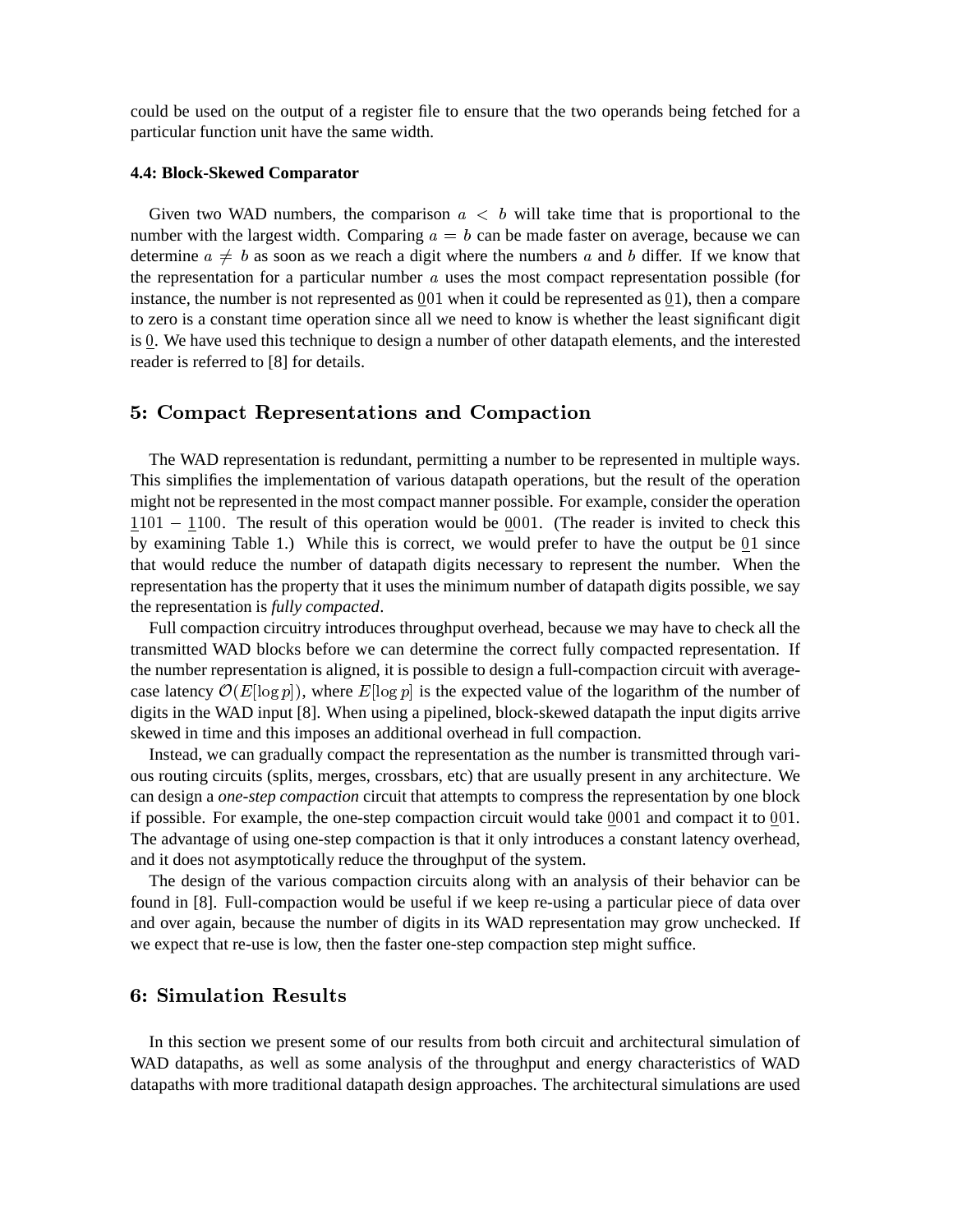could be used on the output of a register file to ensure that the two operands being fetched for a particular function unit have the same width.

#### 4.4: Block-Skewed Comparator

Given two WAD numbers, the comparison $a < b$ will take time that is proportional to the number with the largest width. Comparing $a = b$ can be made faster on average, because we can determine $a \neq b$ as soon as we reach a digit where the numbers $a$ and $b$ differ. If we know that the representation for a particular number $a$ uses the most compact representation possible (for instance, the number is not represented as $\underline{0}01$ when it could be represented as $\underline{0}1$), then a compare to zero is a constant time operation since all we need to know is whether the least significant digit is $\underline{0}$. We have used this technique to design a number of other datapath elements, and the interested reader is referred to [8] for details.

## 5: Compact Representations and Compaction

The WAD representation is redundant, permitting a number to be represented in multiple ways. This simplifies the implementation of various datapath operations, but the result of the operation might not be represented in the most compact manner possible. For example, consider the operation $\underline{1}101 - \underline{1}100$. The result of this operation would be $\underline{0}001$. (The reader is invited to check this by examining Table 1.) While this is correct, we would prefer to have the output be $\underline{0}1$ since that would reduce the number of datapath digits necessary to represent the number. When the representation has the property that it uses the minimum number of datapath digits possible, we say the representation is *fully compacted*.

Full compaction circuitry introduces throughput overhead, because we may have to check all the transmitted WAD blocks before we can determine the correct fully compacted representation. If the number representation is aligned, it is possible to design a full-compaction circuit with average-case latency $\mathcal{O}(E[\log p])$, where $E[\log p]$ is the expected value of the logarithm of the number of digits in the WAD input [8]. When using a pipelined, block-skewed datapath the input digits arrive skewed in time and this imposes an additional overhead in full compaction.

Instead, we can gradually compact the representation as the number is transmitted through various routing circuits (splits, merges, crossbars, etc) that are usually present in any architecture. We can design a *one-step compaction* circuit that attempts to compress the representation by one block if possible. For example, the one-step compaction circuit would take $\underline{0}001$ and compact it to $\underline{0}01$. The advantage of using one-step compaction is that it only introduces a constant latency overhead, and it does not asymptotically reduce the throughput of the system.

The design of the various compaction circuits along with an analysis of their behavior can be found in [8]. Full-compaction would be useful if we keep re-using a particular piece of data over and over again, because the number of digits in its WAD representation may grow unchecked. If we expect that re-use is low, then the faster one-step compaction step might suffice.

## 6: Simulation Results

In this section we present some of our results from both circuit and architectural simulation of WAD datapaths, as well as some analysis of the throughput and energy characteristics of WAD datapaths with more traditional datapath design approaches. The architectural simulations are used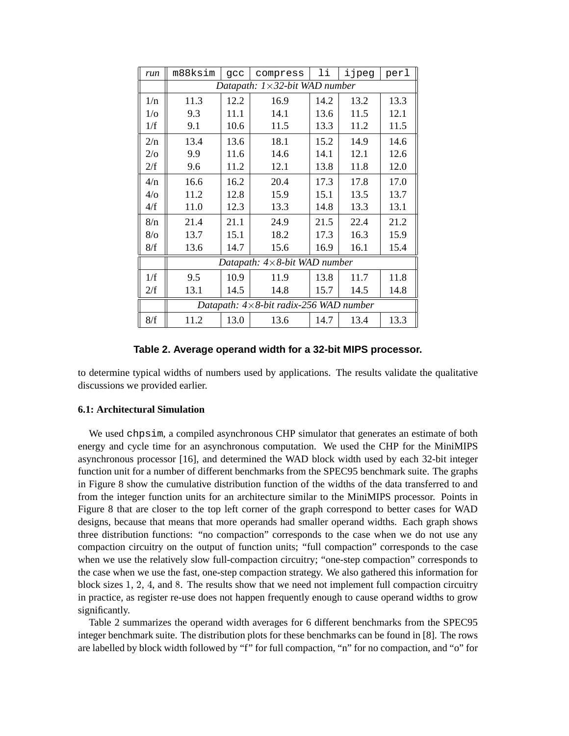| *run* | m88ksim | gcc | compress | li | ijpeg | perl |
|---|---|---|---|---|---|---|
| | *Datapath: 1×32-bit WAD number* | | | | | |
| 1/n | 11.3 | 12.2 | 16.9 | 14.2 | 13.2 | 13.3 |
| 1/o | 9.3 | 11.1 | 14.1 | 13.6 | 11.5 | 12.1 |
| 1/f | 9.1 | 10.6 | 11.5 | 13.3 | 11.2 | 11.5 |
| 2/n | 13.4 | 13.6 | 18.1 | 15.2 | 14.9 | 14.6 |
| 2/o | 9.9 | 11.6 | 14.6 | 14.1 | 12.1 | 12.6 |
| 2/f | 9.6 | 11.2 | 12.1 | 13.8 | 11.8 | 12.0 |
| 4/n | 16.6 | 16.2 | 20.4 | 17.3 | 17.8 | 17.0 |
| 4/o | 11.2 | 12.8 | 15.9 | 15.1 | 13.5 | 13.7 |
| 4/f | 11.0 | 12.3 | 13.3 | 14.8 | 13.3 | 13.1 |
| 8/n | 21.4 | 21.1 | 24.9 | 21.5 | 22.4 | 21.2 |
| 8/o | 13.7 | 15.1 | 18.2 | 17.3 | 16.3 | 15.9 |
| 8/f | 13.6 | 14.7 | 15.6 | 16.9 | 16.1 | 15.4 |
| | *Datapath: 4×8-bit WAD number* | | | | | |
| 1/f | 9.5 | 10.9 | 11.9 | 13.8 | 11.7 | 11.8 |
| 2/f | 13.1 | 14.5 | 14.8 | 15.7 | 14.5 | 14.8 |
| | *Datapath: 4×8-bit radix-256 WAD number* | | | | | |
| 8/f | 11.2 | 13.0 | 13.6 | 14.7 | 13.4 | 13.3 |

**Table 2. Average operand width for a 32-bit MIPS processor.**

to determine typical widths of numbers used by applications. The results validate the qualitative discussions we provided earlier.

### 6.1: Architectural Simulation

We used `chpsim`, a compiled asynchronous CHP simulator that generates an estimate of both energy and cycle time for an asynchronous computation. We used the CHP for the MiniMIPS asynchronous processor [16], and determined the WAD block width used by each 32-bit integer function unit for a number of different benchmarks from the SPEC95 benchmark suite. The graphs in Figure 8 show the cumulative distribution function of the widths of the data transferred to and from the integer function units for an architecture similar to the MiniMIPS processor. Points in Figure 8 that are closer to the top left corner of the graph correspond to better cases for WAD designs, because that means that more operands had smaller operand widths. Each graph shows three distribution functions: "no compaction" corresponds to the case when we do not use any compaction circuitry on the output of function units; "full compaction" corresponds to the case when we use the relatively slow full-compaction circuitry; "one-step compaction" corresponds to the case when we use the fast, one-step compaction strategy. We also gathered this information for block sizes 1, 2, 4, and 8. The results show that we need not implement full compaction circuitry in practice, as register re-use does not happen frequently enough to cause operand widths to grow significantly.

Table 2 summarizes the operand width averages for 6 different benchmarks from the SPEC95 integer benchmark suite. The distribution plots for these benchmarks can be found in [8]. The rows are labelled by block width followed by "f" for full compaction, "n" for no compaction, and "o" for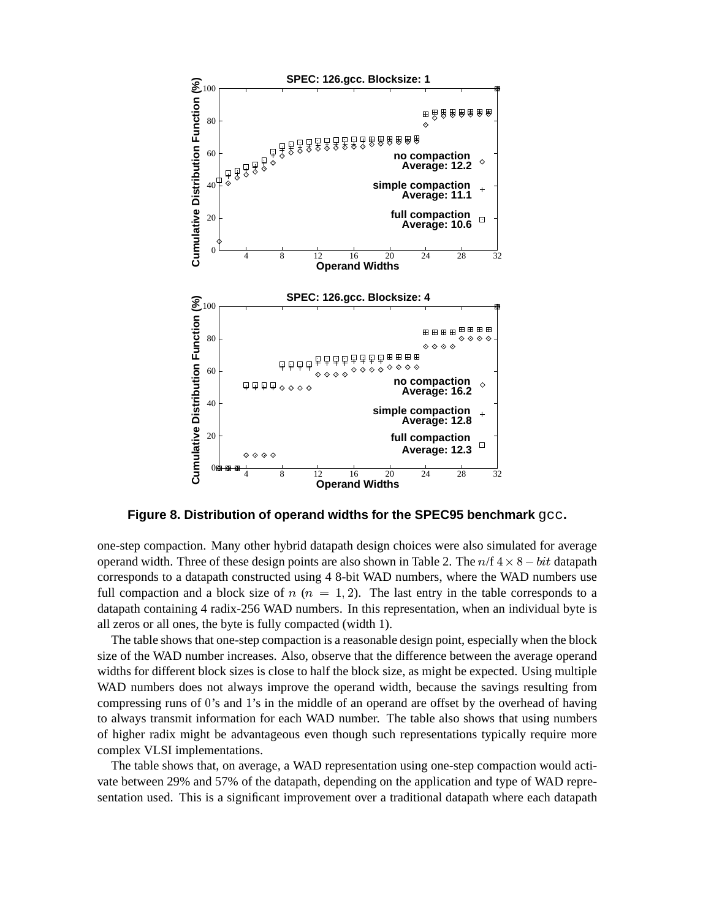Figure 8. Distribution of operand widths for the SPEC95 benchmark `gcc`.

one-step compaction. Many other hybrid datapath design choices were also simulated for average operand width. Three of these design points are also shown in Table 2. The $n$/f $4 \times 8 - bit$ datapath corresponds to a datapath constructed using 4 8-bit WAD numbers, where the WAD numbers use full compaction and a block size of $n$ ($n = 1, 2$). The last entry in the table corresponds to a datapath containing 4 radix-256 WAD numbers. In this representation, when an individual byte is all zeros or all ones, the byte is fully compacted (width 1).

The table shows that one-step compaction is a reasonable design point, especially when the block size of the WAD number increases. Also, observe that the difference between the average operand widths for different block sizes is close to half the block size, as might be expected. Using multiple WAD numbers does not always improve the operand width, because the savings resulting from compressing runs of 0's and 1's in the middle of an operand are offset by the overhead of having to always transmit information for each WAD number. The table also shows that using numbers of higher radix might be advantageous even though such representations typically require more complex VLSI implementations.

The table shows that, on average, a WAD representation using one-step compaction would activate between 29% and 57% of the datapath, depending on the application and type of WAD representation used. This is a significant improvement over a traditional datapath where each datapath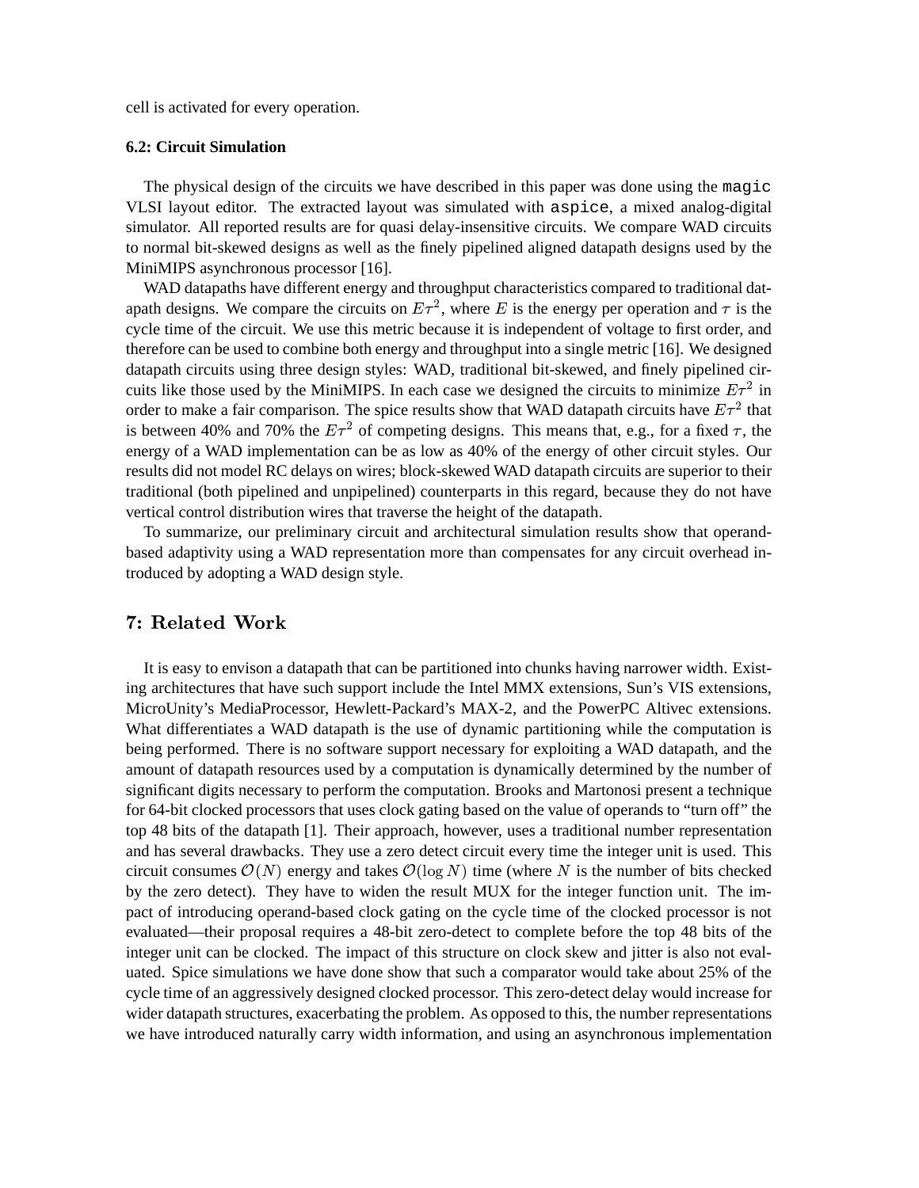cell is activated for every operation.

### 6.2: Circuit Simulation

The physical design of the circuits we have described in this paper was done using the `magic` VLSI layout editor. The extracted layout was simulated with `aspice`, a mixed analog-digital simulator. All reported results are for quasi delay-insensitive circuits. We compare WAD circuits to normal bit-skewed designs as well as the finely pipelined aligned datapath designs used by the MiniMIPS asynchronous processor [16].

WAD datapaths have different energy and throughput characteristics compared to traditional datapath designs. We compare the circuits on $E\tau^2$, where $E$ is the energy per operation and $\tau$ is the cycle time of the circuit. We use this metric because it is independent of voltage to first order, and therefore can be used to combine both energy and throughput into a single metric [16]. We designed datapath circuits using three design styles: WAD, traditional bit-skewed, and finely pipelined circuits like those used by the MiniMIPS. In each case we designed the circuits to minimize $E\tau^2$ in order to make a fair comparison. The spice results show that WAD datapath circuits have $E\tau^2$ that is between 40% and 70% the $E\tau^2$ of competing designs. This means that, e.g., for a fixed $\tau$, the energy of a WAD implementation can be as low as 40% of the energy of other circuit styles. Our results did not model RC delays on wires; block-skewed WAD datapath circuits are superior to their traditional (both pipelined and unpipelined) counterparts in this regard, because they do not have vertical control distribution wires that traverse the height of the datapath.

To summarize, our preliminary circuit and architectural simulation results show that operand-based adaptivity using a WAD representation more than compensates for any circuit overhead introduced by adopting a WAD design style.

## 7: Related Work

It is easy to envison a datapath that can be partitioned into chunks having narrower width. Existing architectures that have such support include the Intel MMX extensions, Sun's VIS extensions, MicroUnity's MediaProcessor, Hewlett-Packard's MAX-2, and the PowerPC Altivec extensions. What differentiates a WAD datapath is the use of dynamic partitioning while the computation is being performed. There is no software support necessary for exploiting a WAD datapath, and the amount of datapath resources used by a computation is dynamically determined by the number of significant digits necessary to perform the computation. Brooks and Martonosi present a technique for 64-bit clocked processors that uses clock gating based on the value of operands to "turn off" the top 48 bits of the datapath [1]. Their approach, however, uses a traditional number representation and has several drawbacks. They use a zero detect circuit every time the integer unit is used. This circuit consumes $\mathcal{O}(N)$ energy and takes $\mathcal{O}(\log N)$ time (where $N$ is the number of bits checked by the zero detect). They have to widen the result MUX for the integer function unit. The impact of introducing operand-based clock gating on the cycle time of the clocked processor is not evaluated—their proposal requires a 48-bit zero-detect to complete before the top 48 bits of the integer unit can be clocked. The impact of this structure on clock skew and jitter is also not evaluated. Spice simulations we have done show that such a comparator would take about 25% of the cycle time of an aggressively designed clocked processor. This zero-detect delay would increase for wider datapath structures, exacerbating the problem. As opposed to this, the number representations we have introduced naturally carry width information, and using an asynchronous implementation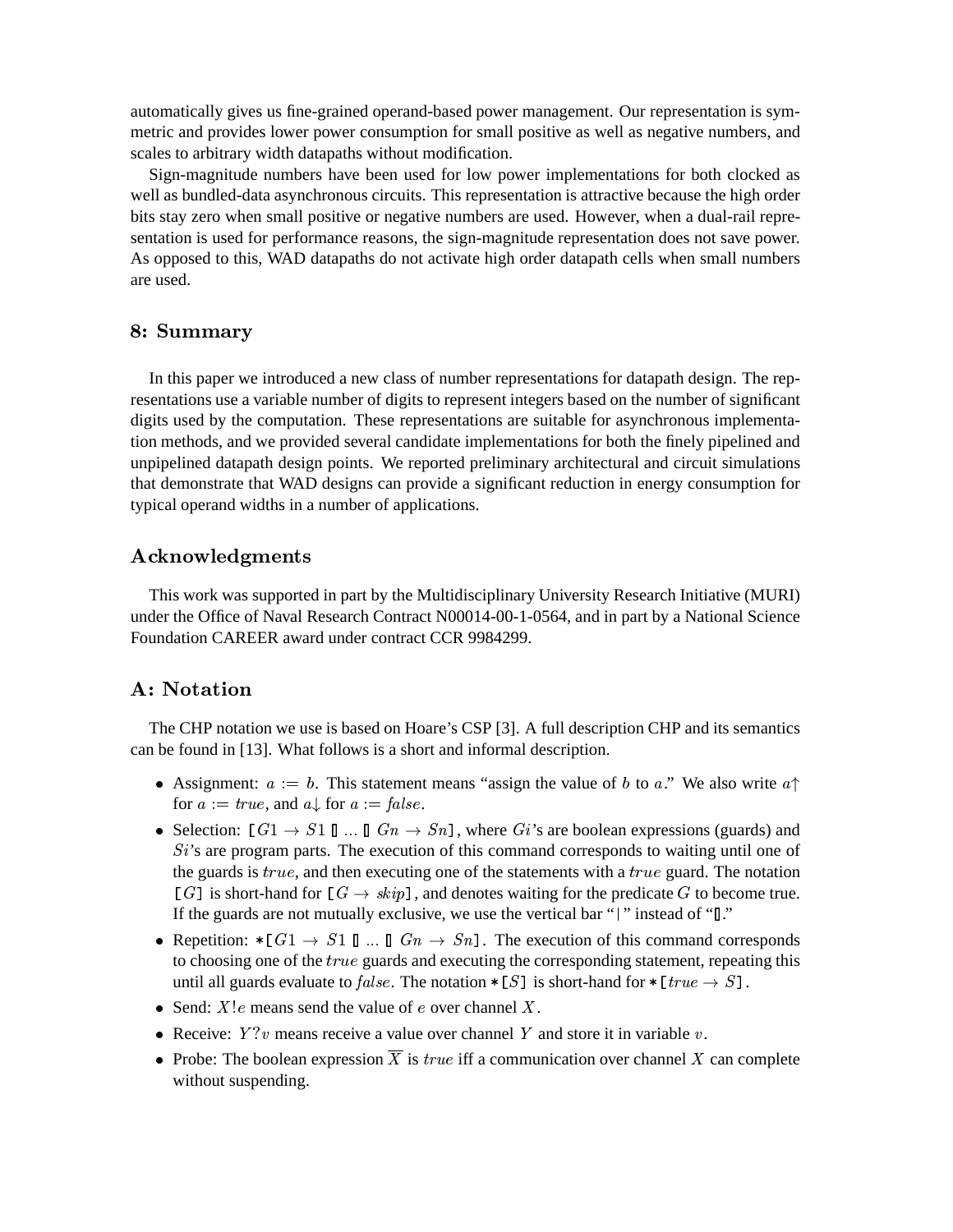automatically gives us fine-grained operand-based power management. Our representation is symmetric and provides lower power consumption for small positive as well as negative numbers, and scales to arbitrary width datapaths without modification.

Sign-magnitude numbers have been used for low power implementations for both clocked as well as bundled-data asynchronous circuits. This representation is attractive because the high order bits stay zero when small positive or negative numbers are used. However, when a dual-rail representation is used for performance reasons, the sign-magnitude representation does not save power. As opposed to this, WAD datapaths do not activate high order datapath cells when small numbers are used.

## 8: Summary

In this paper we introduced a new class of number representations for datapath design. The representations use a variable number of digits to represent integers based on the number of significant digits used by the computation. These representations are suitable for asynchronous implementation methods, and we provided several candidate implementations for both the finely pipelined and unpipelined datapath design points. We reported preliminary architectural and circuit simulations that demonstrate that WAD designs can provide a significant reduction in energy consumption for typical operand widths in a number of applications.

## Acknowledgments

This work was supported in part by the Multidisciplinary University Research Initiative (MURI) under the Office of Naval Research Contract N00014-00-1-0564, and in part by a National Science Foundation CAREER award under contract CCR 9984299.

## A: Notation

The CHP notation we use is based on Hoare's CSP [3]. A full description CHP and its semantics can be found in [13]. What follows is a short and informal description.

- Assignment: $a := b$. This statement means "assign the value of $b$ to $a$." We also write $a\uparrow$ for $a := \mathit{true}$, and $a\downarrow$ for $a := \mathit{false}$.
- Selection: $[G1 \rightarrow S1 \,[\!]\, \ldots \,[\!]\, Gn \rightarrow Sn]$, where $Gi$'s are boolean expressions (guards) and $Si$'s are program parts. The execution of this command corresponds to waiting until one of the guards is $\mathit{true}$, and then executing one of the statements with a $\mathit{true}$ guard. The notation $[G]$ is short-hand for $[G \rightarrow \mathit{skip}]$, and denotes waiting for the predicate $G$ to become true. If the guards are not mutually exclusive, we use the vertical bar "|" instead of "[]."
- Repetition: $*[G1 \rightarrow S1 \,[\!]\, \ldots \,[\!]\, Gn \rightarrow Sn]$. The execution of this command corresponds to choosing one of the $\mathit{true}$ guards and executing the corresponding statement, repeating this until all guards evaluate to $\mathit{false}$. The notation $*[S]$ is short-hand for $*[\mathit{true} \rightarrow S]$.
- Send: $X!e$ means send the value of $e$ over channel $X$.
- Receive: $Y?v$ means receive a value over channel $Y$ and store it in variable $v$.
- Probe: The boolean expression $\overline{X}$ is $\mathit{true}$ iff a communication over channel $X$ can complete without suspending.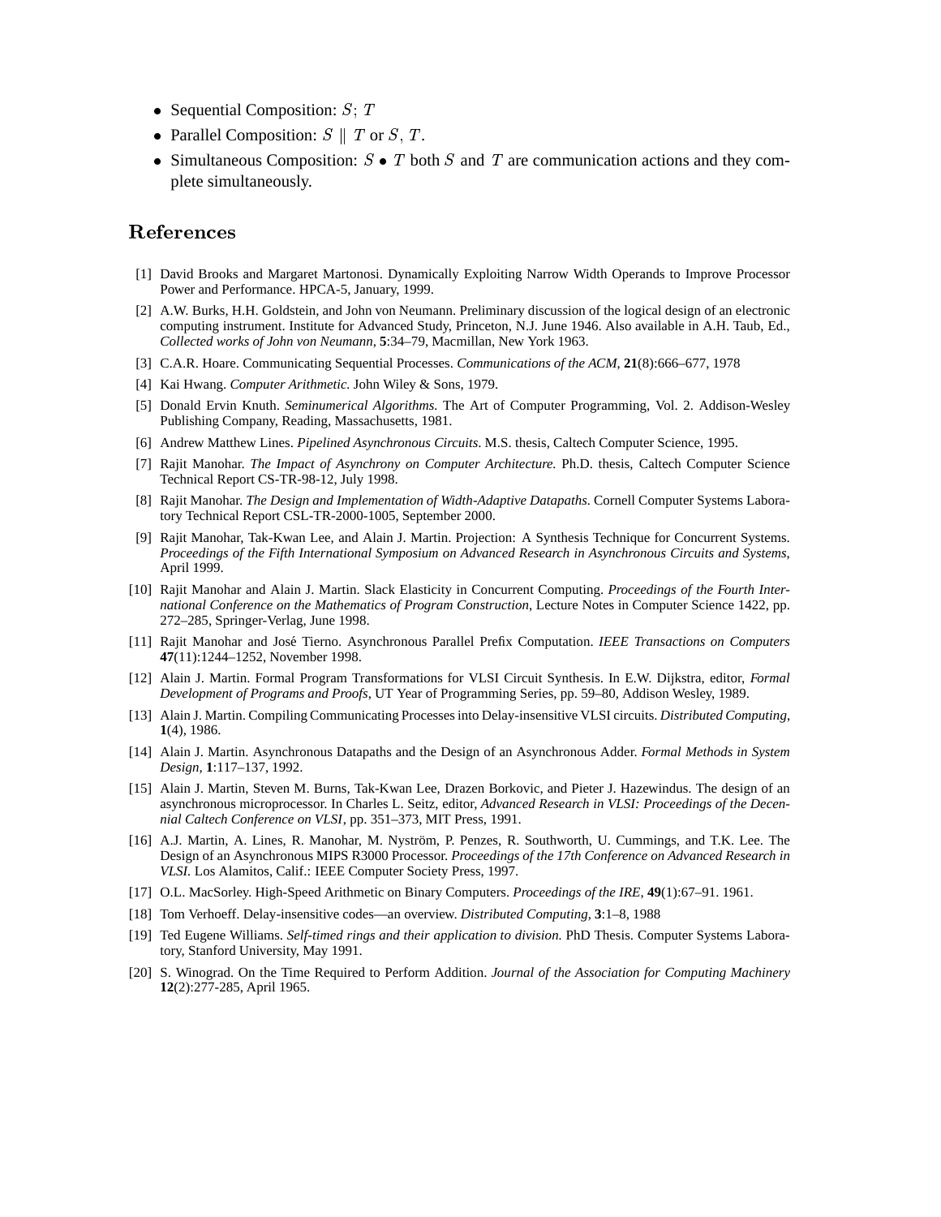- Sequential Composition: $S; T$
- Parallel Composition: $S \parallel T$ or $S, T$.
- Simultaneous Composition: $S \bullet T$ both $S$ and $T$ are communication actions and they complete simultaneously.

## References

[1] David Brooks and Margaret Martonosi. Dynamically Exploiting Narrow Width Operands to Improve Processor Power and Performance. HPCA-5, January, 1999.

[2] A.W. Burks, H.H. Goldstein, and John von Neumann. Preliminary discussion of the logical design of an electronic computing instrument. Institute for Advanced Study, Princeton, N.J. June 1946. Also available in A.H. Taub, Ed., *Collected works of John von Neumann*, **5**:34–79, Macmillan, New York 1963.

[3] C.A.R. Hoare. Communicating Sequential Processes. *Communications of the ACM*, **21**(8):666–677, 1978

[4] Kai Hwang. *Computer Arithmetic*. John Wiley & Sons, 1979.

[5] Donald Ervin Knuth. *Seminumerical Algorithms*. The Art of Computer Programming, Vol. 2. Addison-Wesley Publishing Company, Reading, Massachusetts, 1981.

[6] Andrew Matthew Lines. *Pipelined Asynchronous Circuits*. M.S. thesis, Caltech Computer Science, 1995.

[7] Rajit Manohar. *The Impact of Asynchrony on Computer Architecture*. Ph.D. thesis, Caltech Computer Science Technical Report CS-TR-98-12, July 1998.

[8] Rajit Manohar. *The Design and Implementation of Width-Adaptive Datapaths*. Cornell Computer Systems Laboratory Technical Report CSL-TR-2000-1005, September 2000.

[9] Rajit Manohar, Tak-Kwan Lee, and Alain J. Martin. Projection: A Synthesis Technique for Concurrent Systems. *Proceedings of the Fifth International Symposium on Advanced Research in Asynchronous Circuits and Systems*, April 1999.

[10] Rajit Manohar and Alain J. Martin. Slack Elasticity in Concurrent Computing. *Proceedings of the Fourth International Conference on the Mathematics of Program Construction*, Lecture Notes in Computer Science 1422, pp. 272–285, Springer-Verlag, June 1998.

[11] Rajit Manohar and José Tierno. Asynchronous Parallel Prefix Computation. *IEEE Transactions on Computers* **47**(11):1244–1252, November 1998.

[12] Alain J. Martin. Formal Program Transformations for VLSI Circuit Synthesis. In E.W. Dijkstra, editor, *Formal Development of Programs and Proofs*, UT Year of Programming Series, pp. 59–80, Addison Wesley, 1989.

[13] Alain J. Martin. Compiling Communicating Processes into Delay-insensitive VLSI circuits. *Distributed Computing*, **1**(4), 1986.

[14] Alain J. Martin. Asynchronous Datapaths and the Design of an Asynchronous Adder. *Formal Methods in System Design*, **1**:117–137, 1992.

[15] Alain J. Martin, Steven M. Burns, Tak-Kwan Lee, Drazen Borkovic, and Pieter J. Hazewindus. The design of an asynchronous microprocessor. In Charles L. Seitz, editor, *Advanced Research in VLSI: Proceedings of the Decennial Caltech Conference on VLSI*, pp. 351–373, MIT Press, 1991.

[16] A.J. Martin, A. Lines, R. Manohar, M. Nyström, P. Penzes, R. Southworth, U. Cummings, and T.K. Lee. The Design of an Asynchronous MIPS R3000 Processor. *Proceedings of the 17th Conference on Advanced Research in VLSI*. Los Alamitos, Calif.: IEEE Computer Society Press, 1997.

[17] O.L. MacSorley. High-Speed Arithmetic on Binary Computers. *Proceedings of the IRE*, **49**(1):67–91. 1961.

[18] Tom Verhoeff. Delay-insensitive codes—an overview. *Distributed Computing*, **3**:1–8, 1988

[19] Ted Eugene Williams. *Self-timed rings and their application to division*. PhD Thesis. Computer Systems Laboratory, Stanford University, May 1991.

[20] S. Winograd. On the Time Required to Perform Addition. *Journal of the Association for Computing Machinery* **12**(2):277-285, April 1965.